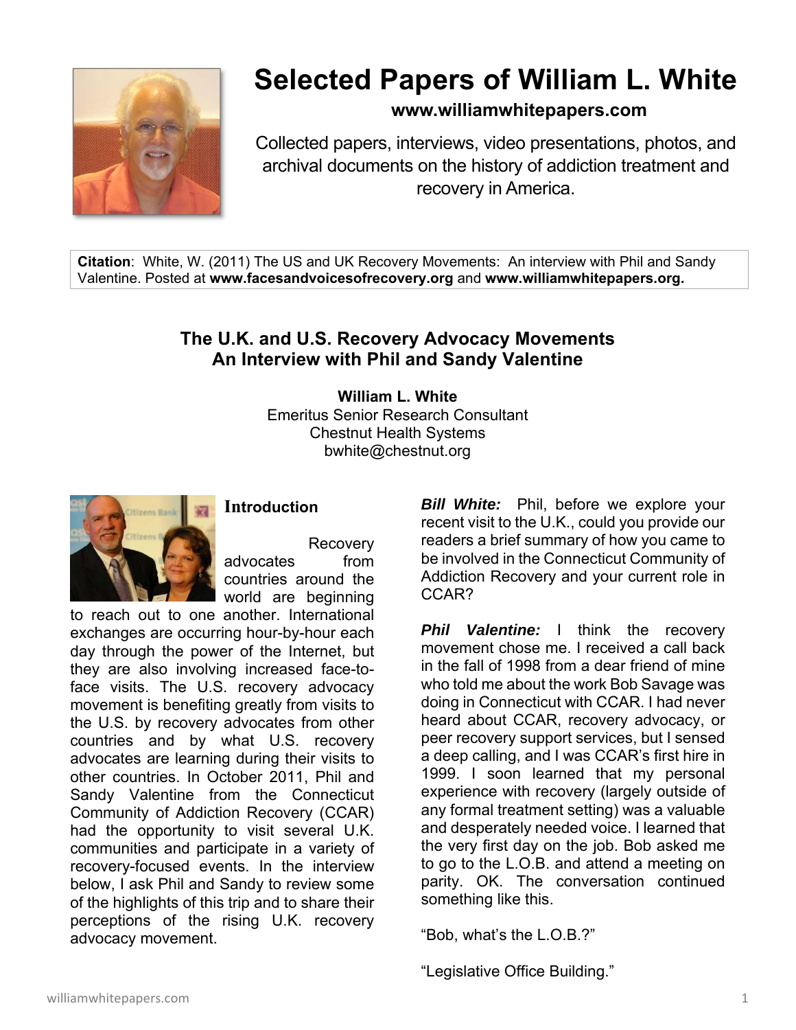# Selected Papers of William L. White

**www.williamwhitepapers.com**

Collected papers, interviews, video presentations, photos, and archival documents on the history of addiction treatment and recovery in America.

**Citation**: White, W. (2011) The US and UK Recovery Movements: An interview with Phil and Sandy Valentine. Posted at **www.facesandvoicesofrecovery.org** and **www.williamwhitepapers.org.**

## The U.K. and U.S. Recovery Advocacy Movements
## An Interview with Phil and Sandy Valentine

**William L. White**
Emeritus Senior Research Consultant
Chestnut Health Systems
bwhite@chestnut.org

### Introduction

Recovery advocates from countries around the world are beginning to reach out to one another. International exchanges are occurring hour-by-hour each day through the power of the Internet, but they are also involving increased face-to-face visits. The U.S. recovery advocacy movement is benefiting greatly from visits to the U.S. by recovery advocates from other countries and by what U.S. recovery advocates are learning during their visits to other countries. In October 2011, Phil and Sandy Valentine from the Connecticut Community of Addiction Recovery (CCAR) had the opportunity to visit several U.K. communities and participate in a variety of recovery-focused events. In the interview below, I ask Phil and Sandy to review some of the highlights of this trip and to share their perceptions of the rising U.K. recovery advocacy movement.

***Bill White:*** Phil, before we explore your recent visit to the U.K., could you provide our readers a brief summary of how you came to be involved in the Connecticut Community of Addiction Recovery and your current role in CCAR?

***Phil Valentine:*** I think the recovery movement chose me. I received a call back in the fall of 1998 from a dear friend of mine who told me about the work Bob Savage was doing in Connecticut with CCAR. I had never heard about CCAR, recovery advocacy, or peer recovery support services, but I sensed a deep calling, and I was CCAR's first hire in 1999. I soon learned that my personal experience with recovery (largely outside of any formal treatment setting) was a valuable and desperately needed voice. I learned that the very first day on the job. Bob asked me to go to the L.O.B. and attend a meeting on parity. OK. The conversation continued something like this.

"Bob, what's the L.O.B.?"

"Legislative Office Building."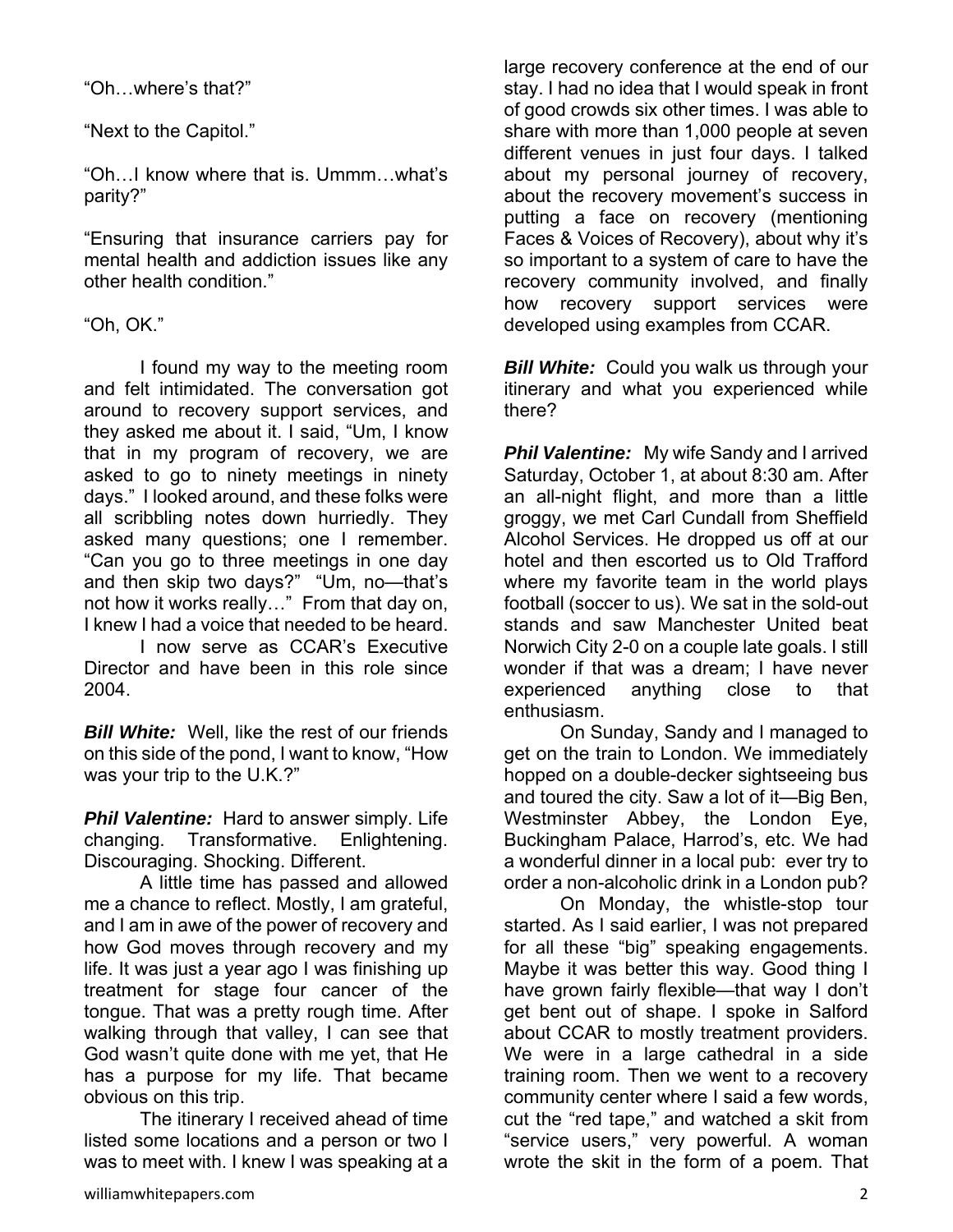"Oh…where's that?"

"Next to the Capitol."

"Oh…I know where that is. Ummm…what's parity?"

"Ensuring that insurance carriers pay for mental health and addiction issues like any other health condition."

"Oh, OK."

I found my way to the meeting room and felt intimidated. The conversation got around to recovery support services, and they asked me about it. I said, "Um, I know that in my program of recovery, we are asked to go to ninety meetings in ninety days." I looked around, and these folks were all scribbling notes down hurriedly. They asked many questions; one I remember. "Can you go to three meetings in one day and then skip two days?" "Um, no—that's not how it works really…" From that day on, I knew I had a voice that needed to be heard.

I now serve as CCAR's Executive Director and have been in this role since 2004.

***Bill White:*** Well, like the rest of our friends on this side of the pond, I want to know, "How was your trip to the U.K.?"

***Phil Valentine:*** Hard to answer simply. Life changing. Transformative. Enlightening. Discouraging. Shocking. Different.

A little time has passed and allowed me a chance to reflect. Mostly, I am grateful, and I am in awe of the power of recovery and how God moves through recovery and my life. It was just a year ago I was finishing up treatment for stage four cancer of the tongue. That was a pretty rough time. After walking through that valley, I can see that God wasn't quite done with me yet, that He has a purpose for my life. That became obvious on this trip.

The itinerary I received ahead of time listed some locations and a person or two I was to meet with. I knew I was speaking at a large recovery conference at the end of our stay. I had no idea that I would speak in front of good crowds six other times. I was able to share with more than 1,000 people at seven different venues in just four days. I talked about my personal journey of recovery, about the recovery movement's success in putting a face on recovery (mentioning Faces & Voices of Recovery), about why it's so important to a system of care to have the recovery community involved, and finally how recovery support services were developed using examples from CCAR.

***Bill White:*** Could you walk us through your itinerary and what you experienced while there?

***Phil Valentine:*** My wife Sandy and I arrived Saturday, October 1, at about 8:30 am. After an all-night flight, and more than a little groggy, we met Carl Cundall from Sheffield Alcohol Services. He dropped us off at our hotel and then escorted us to Old Trafford where my favorite team in the world plays football (soccer to us). We sat in the sold-out stands and saw Manchester United beat Norwich City 2-0 on a couple late goals. I still wonder if that was a dream; I have never experienced anything close to that enthusiasm.

On Sunday, Sandy and I managed to get on the train to London. We immediately hopped on a double-decker sightseeing bus and toured the city. Saw a lot of it—Big Ben, Westminster Abbey, the London Eye, Buckingham Palace, Harrod's, etc. We had a wonderful dinner in a local pub: ever try to order a non-alcoholic drink in a London pub?

On Monday, the whistle-stop tour started. As I said earlier, I was not prepared for all these "big" speaking engagements. Maybe it was better this way. Good thing I have grown fairly flexible—that way I don't get bent out of shape. I spoke in Salford about CCAR to mostly treatment providers. We were in a large cathedral in a side training room. Then we went to a recovery community center where I said a few words, cut the "red tape," and watched a skit from "service users," very powerful. A woman wrote the skit in the form of a poem. That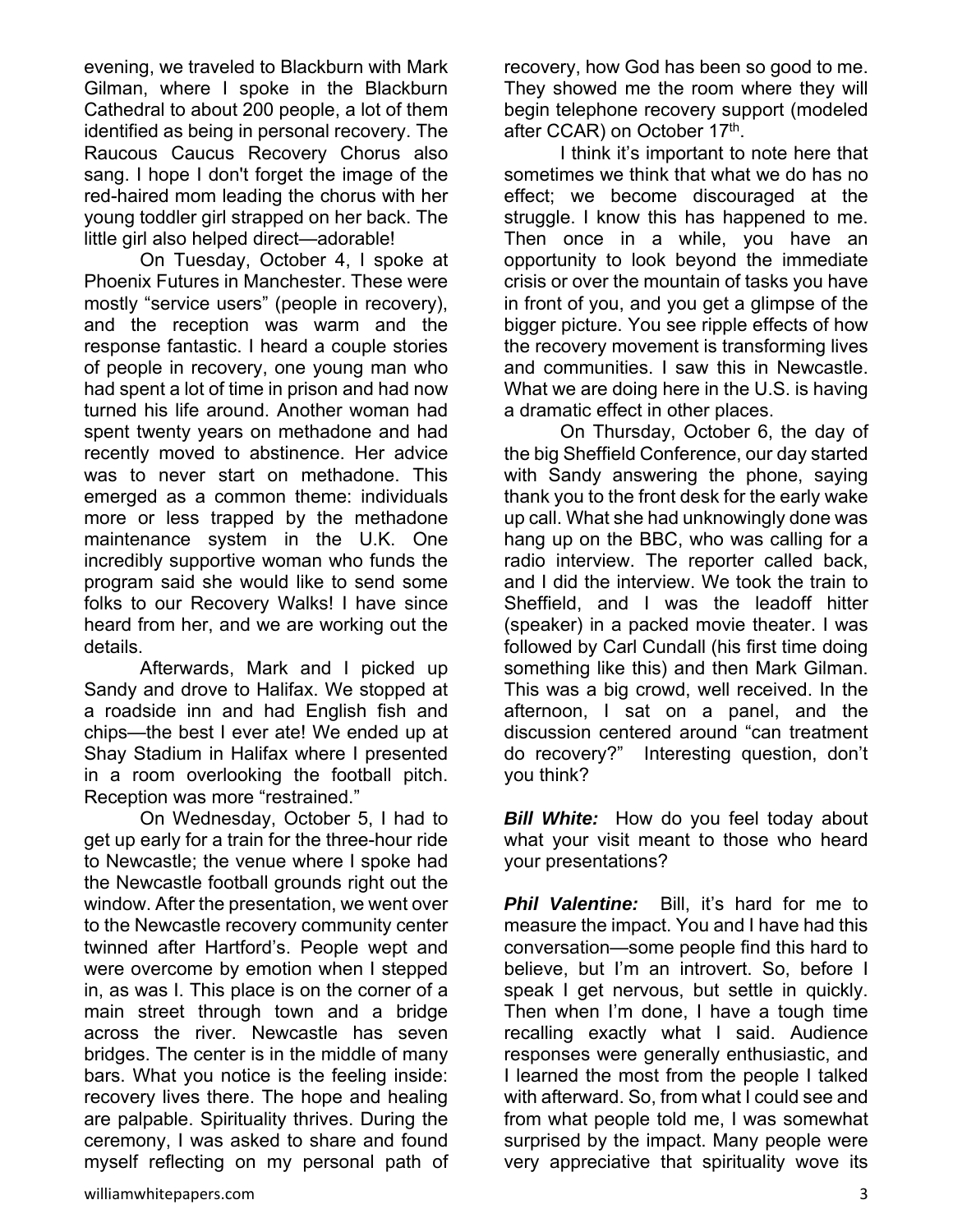evening, we traveled to Blackburn with Mark Gilman, where I spoke in the Blackburn Cathedral to about 200 people, a lot of them identified as being in personal recovery. The Raucous Caucus Recovery Chorus also sang. I hope I don't forget the image of the red-haired mom leading the chorus with her young toddler girl strapped on her back. The little girl also helped direct—adorable!

On Tuesday, October 4, I spoke at Phoenix Futures in Manchester. These were mostly "service users" (people in recovery), and the reception was warm and the response fantastic. I heard a couple stories of people in recovery, one young man who had spent a lot of time in prison and had now turned his life around. Another woman had spent twenty years on methadone and had recently moved to abstinence. Her advice was to never start on methadone. This emerged as a common theme: individuals more or less trapped by the methadone maintenance system in the U.K. One incredibly supportive woman who funds the program said she would like to send some folks to our Recovery Walks! I have since heard from her, and we are working out the details.

Afterwards, Mark and I picked up Sandy and drove to Halifax. We stopped at a roadside inn and had English fish and chips—the best I ever ate! We ended up at Shay Stadium in Halifax where I presented in a room overlooking the football pitch. Reception was more "restrained."

On Wednesday, October 5, I had to get up early for a train for the three-hour ride to Newcastle; the venue where I spoke had the Newcastle football grounds right out the window. After the presentation, we went over to the Newcastle recovery community center twinned after Hartford's. People wept and were overcome by emotion when I stepped in, as was I. This place is on the corner of a main street through town and a bridge across the river. Newcastle has seven bridges. The center is in the middle of many bars. What you notice is the feeling inside: recovery lives there. The hope and healing are palpable. Spirituality thrives. During the ceremony, I was asked to share and found myself reflecting on my personal path of recovery, how God has been so good to me. They showed me the room where they will begin telephone recovery support (modeled after CCAR) on October 17th.

I think it's important to note here that sometimes we think that what we do has no effect; we become discouraged at the struggle. I know this has happened to me. Then once in a while, you have an opportunity to look beyond the immediate crisis or over the mountain of tasks you have in front of you, and you get a glimpse of the bigger picture. You see ripple effects of how the recovery movement is transforming lives and communities. I saw this in Newcastle. What we are doing here in the U.S. is having a dramatic effect in other places.

On Thursday, October 6, the day of the big Sheffield Conference, our day started with Sandy answering the phone, saying thank you to the front desk for the early wake up call. What she had unknowingly done was hang up on the BBC, who was calling for a radio interview. The reporter called back, and I did the interview. We took the train to Sheffield, and I was the leadoff hitter (speaker) in a packed movie theater. I was followed by Carl Cundall (his first time doing something like this) and then Mark Gilman. This was a big crowd, well received. In the afternoon, I sat on a panel, and the discussion centered around "can treatment do recovery?" Interesting question, don't you think?

***Bill White:*** How do you feel today about what your visit meant to those who heard your presentations?

***Phil Valentine:*** Bill, it's hard for me to measure the impact. You and I have had this conversation—some people find this hard to believe, but I'm an introvert. So, before I speak I get nervous, but settle in quickly. Then when I'm done, I have a tough time recalling exactly what I said. Audience responses were generally enthusiastic, and I learned the most from the people I talked with afterward. So, from what I could see and from what people told me, I was somewhat surprised by the impact. Many people were very appreciative that spirituality wove its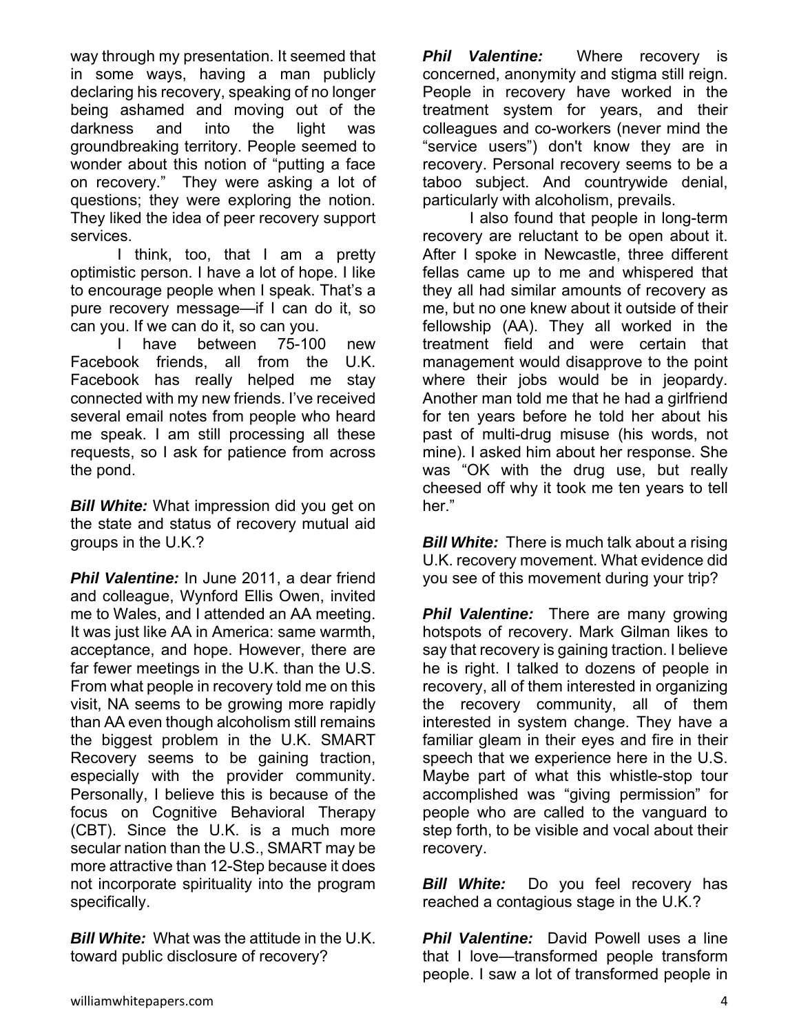way through my presentation. It seemed that in some ways, having a man publicly declaring his recovery, speaking of no longer being ashamed and moving out of the darkness and into the light was groundbreaking territory. People seemed to wonder about this notion of "putting a face on recovery." They were asking a lot of questions; they were exploring the notion. They liked the idea of peer recovery support services.

I think, too, that I am a pretty optimistic person. I have a lot of hope. I like to encourage people when I speak. That's a pure recovery message—if I can do it, so can you. If we can do it, so can you.

I have between 75-100 new Facebook friends, all from the U.K. Facebook has really helped me stay connected with my new friends. I've received several email notes from people who heard me speak. I am still processing all these requests, so I ask for patience from across the pond.

***Bill White:*** What impression did you get on the state and status of recovery mutual aid groups in the U.K.?

***Phil Valentine:*** In June 2011, a dear friend and colleague, Wynford Ellis Owen, invited me to Wales, and I attended an AA meeting. It was just like AA in America: same warmth, acceptance, and hope. However, there are far fewer meetings in the U.K. than the U.S. From what people in recovery told me on this visit, NA seems to be growing more rapidly than AA even though alcoholism still remains the biggest problem in the U.K. SMART Recovery seems to be gaining traction, especially with the provider community. Personally, I believe this is because of the focus on Cognitive Behavioral Therapy (CBT). Since the U.K. is a much more secular nation than the U.S., SMART may be more attractive than 12-Step because it does not incorporate spirituality into the program specifically.

***Bill White:*** What was the attitude in the U.K. toward public disclosure of recovery?

***Phil Valentine:*** Where recovery is concerned, anonymity and stigma still reign. People in recovery have worked in the treatment system for years, and their colleagues and co-workers (never mind the "service users") don't know they are in recovery. Personal recovery seems to be a taboo subject. And countrywide denial, particularly with alcoholism, prevails.

I also found that people in long-term recovery are reluctant to be open about it. After I spoke in Newcastle, three different fellas came up to me and whispered that they all had similar amounts of recovery as me, but no one knew about it outside of their fellowship (AA). They all worked in the treatment field and were certain that management would disapprove to the point where their jobs would be in jeopardy. Another man told me that he had a girlfriend for ten years before he told her about his past of multi-drug misuse (his words, not mine). I asked him about her response. She was "OK with the drug use, but really cheesed off why it took me ten years to tell her."

***Bill White:*** There is much talk about a rising U.K. recovery movement. What evidence did you see of this movement during your trip?

***Phil Valentine:*** There are many growing hotspots of recovery. Mark Gilman likes to say that recovery is gaining traction. I believe he is right. I talked to dozens of people in recovery, all of them interested in organizing the recovery community, all of them interested in system change. They have a familiar gleam in their eyes and fire in their speech that we experience here in the U.S. Maybe part of what this whistle-stop tour accomplished was "giving permission" for people who are called to the vanguard to step forth, to be visible and vocal about their recovery.

***Bill White:*** Do you feel recovery has reached a contagious stage in the U.K.?

***Phil Valentine:*** David Powell uses a line that I love—transformed people transform people. I saw a lot of transformed people in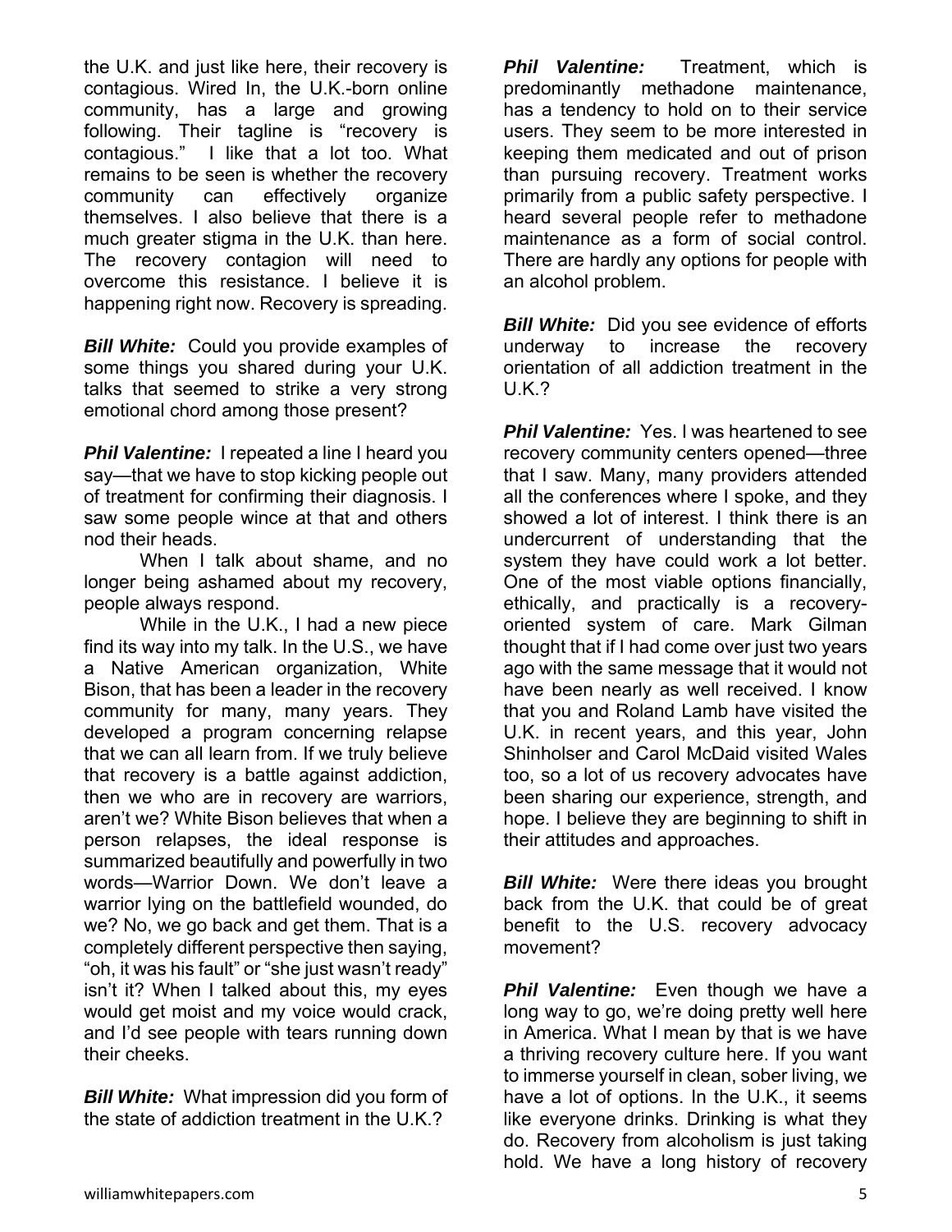the U.K. and just like here, their recovery is contagious. Wired In, the U.K.-born online community, has a large and growing following. Their tagline is "recovery is contagious." I like that a lot too. What remains to be seen is whether the recovery community can effectively organize themselves. I also believe that there is a much greater stigma in the U.K. than here. The recovery contagion will need to overcome this resistance. I believe it is happening right now. Recovery is spreading.

***Bill White:*** Could you provide examples of some things you shared during your U.K. talks that seemed to strike a very strong emotional chord among those present?

***Phil Valentine:*** I repeated a line I heard you say—that we have to stop kicking people out of treatment for confirming their diagnosis. I saw some people wince at that and others nod their heads.

When I talk about shame, and no longer being ashamed about my recovery, people always respond.

While in the U.K., I had a new piece find its way into my talk. In the U.S., we have a Native American organization, White Bison, that has been a leader in the recovery community for many, many years. They developed a program concerning relapse that we can all learn from. If we truly believe that recovery is a battle against addiction, then we who are in recovery are warriors, aren't we? White Bison believes that when a person relapses, the ideal response is summarized beautifully and powerfully in two words—Warrior Down. We don't leave a warrior lying on the battlefield wounded, do we? No, we go back and get them. That is a completely different perspective then saying, "oh, it was his fault" or "she just wasn't ready" isn't it? When I talked about this, my eyes would get moist and my voice would crack, and I'd see people with tears running down their cheeks.

***Bill White:*** What impression did you form of the state of addiction treatment in the U.K.?

***Phil Valentine:*** Treatment, which is predominantly methadone maintenance, has a tendency to hold on to their service users. They seem to be more interested in keeping them medicated and out of prison than pursuing recovery. Treatment works primarily from a public safety perspective. I heard several people refer to methadone maintenance as a form of social control. There are hardly any options for people with an alcohol problem.

***Bill White:*** Did you see evidence of efforts underway to increase the recovery orientation of all addiction treatment in the U.K.?

***Phil Valentine:*** Yes. I was heartened to see recovery community centers opened—three that I saw. Many, many providers attended all the conferences where I spoke, and they showed a lot of interest. I think there is an undercurrent of understanding that the system they have could work a lot better. One of the most viable options financially, ethically, and practically is a recovery-oriented system of care. Mark Gilman thought that if I had come over just two years ago with the same message that it would not have been nearly as well received. I know that you and Roland Lamb have visited the U.K. in recent years, and this year, John Shinholser and Carol McDaid visited Wales too, so a lot of us recovery advocates have been sharing our experience, strength, and hope. I believe they are beginning to shift in their attitudes and approaches.

***Bill White:*** Were there ideas you brought back from the U.K. that could be of great benefit to the U.S. recovery advocacy movement?

***Phil Valentine:*** Even though we have a long way to go, we're doing pretty well here in America. What I mean by that is we have a thriving recovery culture here. If you want to immerse yourself in clean, sober living, we have a lot of options. In the U.K., it seems like everyone drinks. Drinking is what they do. Recovery from alcoholism is just taking hold. We have a long history of recovery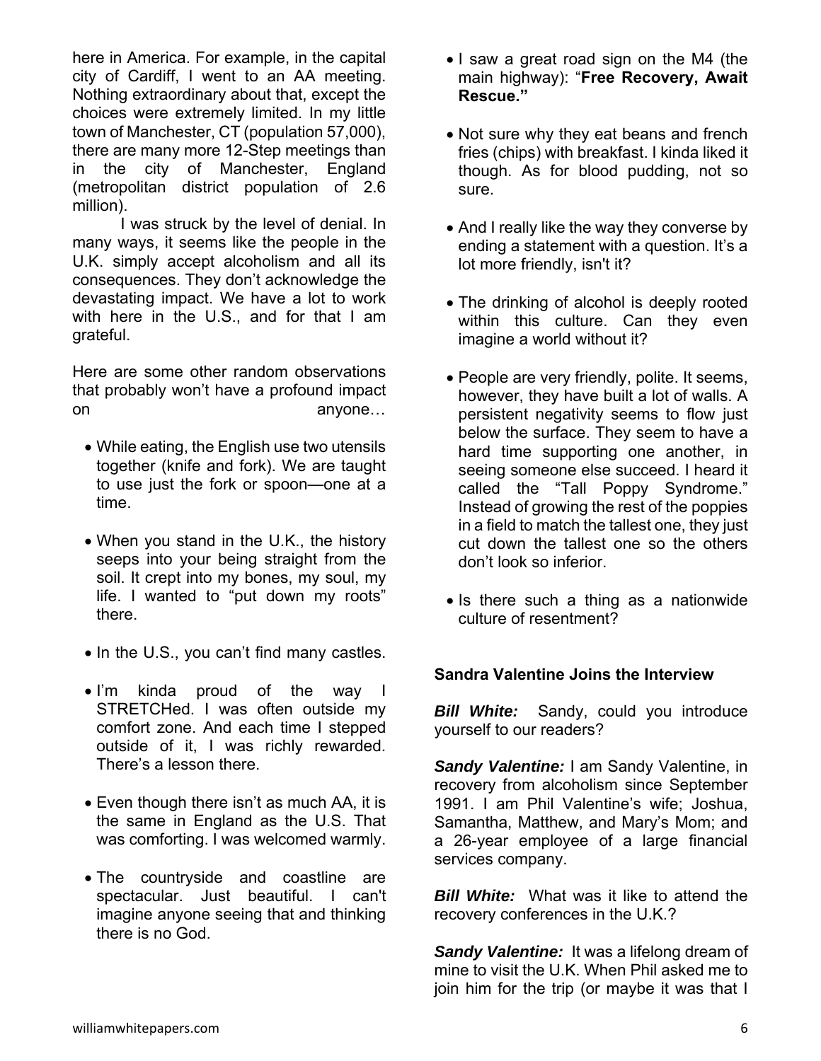here in America. For example, in the capital city of Cardiff, I went to an AA meeting. Nothing extraordinary about that, except the choices were extremely limited. In my little town of Manchester, CT (population 57,000), there are many more 12-Step meetings than in the city of Manchester, England (metropolitan district population of 2.6 million).

I was struck by the level of denial. In many ways, it seems like the people in the U.K. simply accept alcoholism and all its consequences. They don't acknowledge the devastating impact. We have a lot to work with here in the U.S., and for that I am grateful.

Here are some other random observations that probably won't have a profound impact on anyone…

- While eating, the English use two utensils together (knife and fork). We are taught to use just the fork or spoon—one at a time.
- When you stand in the U.K., the history seeps into your being straight from the soil. It crept into my bones, my soul, my life. I wanted to "put down my roots" there.
- In the U.S., you can't find many castles.
- I'm kinda proud of the way I STRETCHed. I was often outside my comfort zone. And each time I stepped outside of it, I was richly rewarded. There's a lesson there.
- Even though there isn't as much AA, it is the same in England as the U.S. That was comforting. I was welcomed warmly.
- The countryside and coastline are spectacular. Just beautiful. I can't imagine anyone seeing that and thinking there is no God.
- I saw a great road sign on the M4 (the main highway): "**Free Recovery, Await Rescue.**"
- Not sure why they eat beans and french fries (chips) with breakfast. I kinda liked it though. As for blood pudding, not so sure.
- And I really like the way they converse by ending a statement with a question. It's a lot more friendly, isn't it?
- The drinking of alcohol is deeply rooted within this culture. Can they even imagine a world without it?
- People are very friendly, polite. It seems, however, they have built a lot of walls. A persistent negativity seems to flow just below the surface. They seem to have a hard time supporting one another, in seeing someone else succeed. I heard it called the "Tall Poppy Syndrome." Instead of growing the rest of the poppies in a field to match the tallest one, they just cut down the tallest one so the others don't look so inferior.
- Is there such a thing as a nationwide culture of resentment?

### Sandra Valentine Joins the Interview

***Bill White:*** Sandy, could you introduce yourself to our readers?

***Sandy Valentine:*** I am Sandy Valentine, in recovery from alcoholism since September 1991. I am Phil Valentine's wife; Joshua, Samantha, Matthew, and Mary's Mom; and a 26-year employee of a large financial services company.

***Bill White:*** What was it like to attend the recovery conferences in the U.K.?

***Sandy Valentine:*** It was a lifelong dream of mine to visit the U.K. When Phil asked me to join him for the trip (or maybe it was that I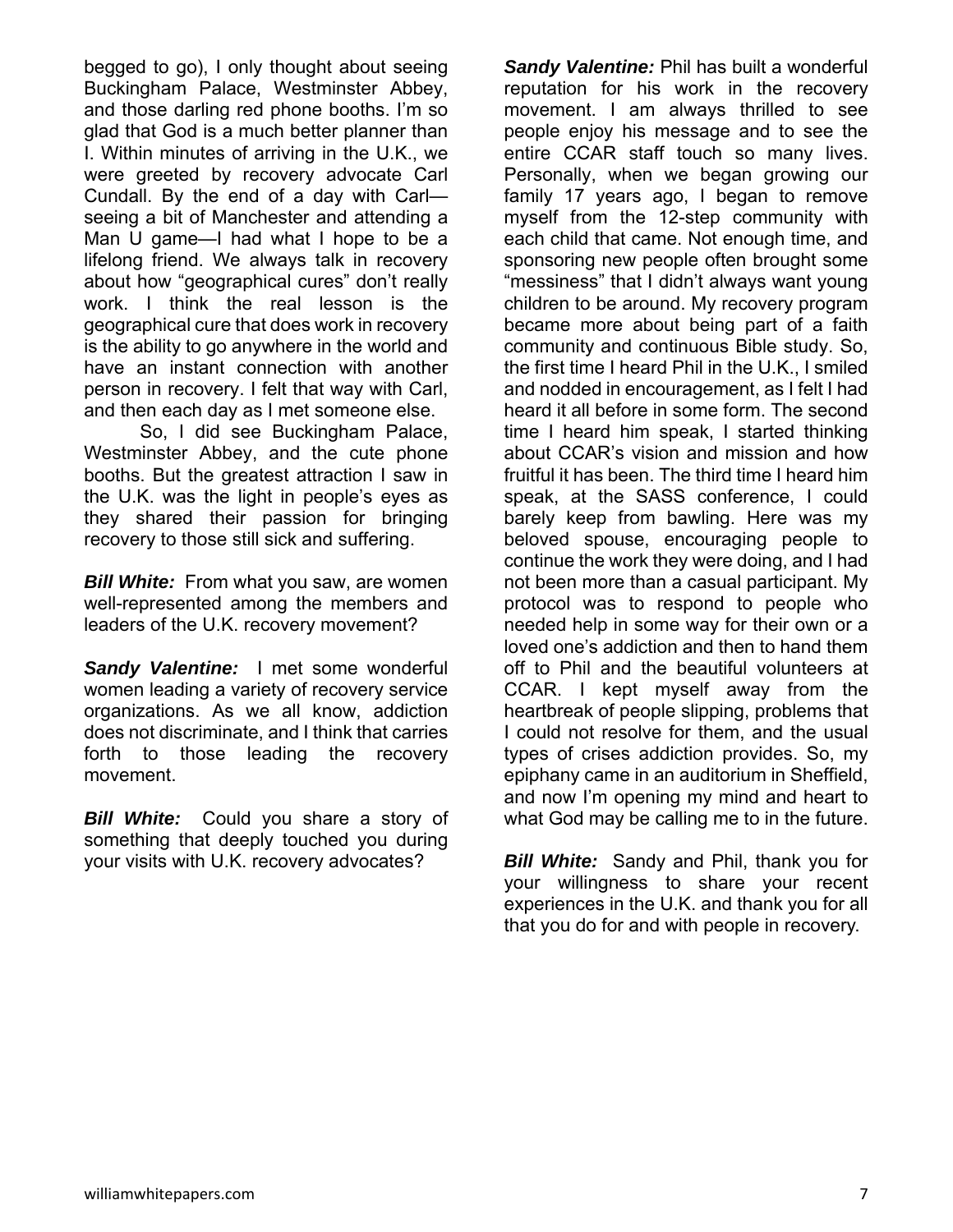begged to go), I only thought about seeing Buckingham Palace, Westminster Abbey, and those darling red phone booths. I'm so glad that God is a much better planner than I. Within minutes of arriving in the U.K., we were greeted by recovery advocate Carl Cundall. By the end of a day with Carl—seeing a bit of Manchester and attending a Man U game—I had what I hope to be a lifelong friend. We always talk in recovery about how "geographical cures" don't really work. I think the real lesson is the geographical cure that does work in recovery is the ability to go anywhere in the world and have an instant connection with another person in recovery. I felt that way with Carl, and then each day as I met someone else.

So, I did see Buckingham Palace, Westminster Abbey, and the cute phone booths. But the greatest attraction I saw in the U.K. was the light in people's eyes as they shared their passion for bringing recovery to those still sick and suffering.

***Bill White:*** From what you saw, are women well-represented among the members and leaders of the U.K. recovery movement?

***Sandy Valentine:*** I met some wonderful women leading a variety of recovery service organizations. As we all know, addiction does not discriminate, and I think that carries forth to those leading the recovery movement.

***Bill White:*** Could you share a story of something that deeply touched you during your visits with U.K. recovery advocates?

***Sandy Valentine:*** Phil has built a wonderful reputation for his work in the recovery movement. I am always thrilled to see people enjoy his message and to see the entire CCAR staff touch so many lives. Personally, when we began growing our family 17 years ago, I began to remove myself from the 12-step community with each child that came. Not enough time, and sponsoring new people often brought some "messiness" that I didn't always want young children to be around. My recovery program became more about being part of a faith community and continuous Bible study. So, the first time I heard Phil in the U.K., I smiled and nodded in encouragement, as I felt I had heard it all before in some form. The second time I heard him speak, I started thinking about CCAR's vision and mission and how fruitful it has been. The third time I heard him speak, at the SASS conference, I could barely keep from bawling. Here was my beloved spouse, encouraging people to continue the work they were doing, and I had not been more than a casual participant. My protocol was to respond to people who needed help in some way for their own or a loved one's addiction and then to hand them off to Phil and the beautiful volunteers at CCAR. I kept myself away from the heartbreak of people slipping, problems that I could not resolve for them, and the usual types of crises addiction provides. So, my epiphany came in an auditorium in Sheffield, and now I'm opening my mind and heart to what God may be calling me to in the future.

***Bill White:*** Sandy and Phil, thank you for your willingness to share your recent experiences in the U.K. and thank you for all that you do for and with people in recovery.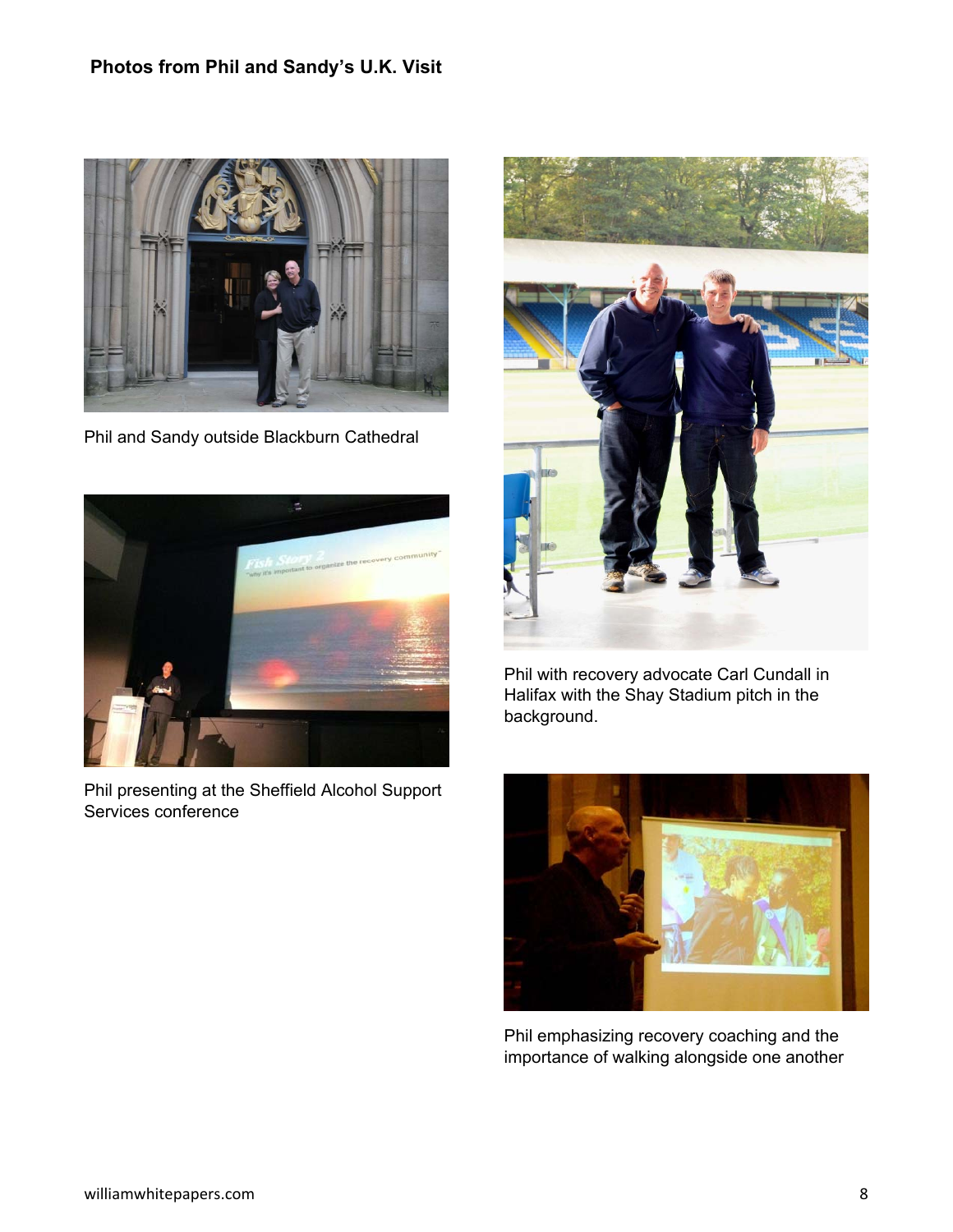**Photos from Phil and Sandy's U.K. Visit**

Phil and Sandy outside Blackburn Cathedral

Phil presenting at the Sheffield Alcohol Support Services conference

Phil with recovery advocate Carl Cundall in Halifax with the Shay Stadium pitch in the background.

Phil emphasizing recovery coaching and the importance of walking alongside one another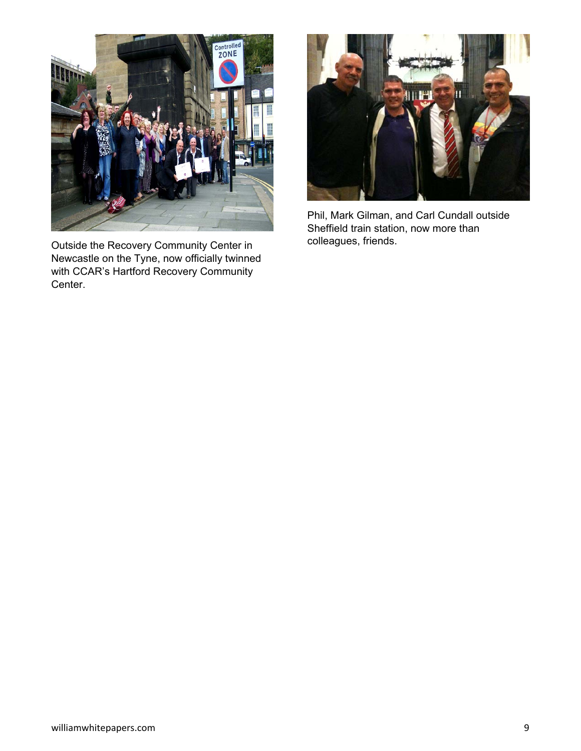Outside the Recovery Community Center in Newcastle on the Tyne, now officially twinned with CCAR's Hartford Recovery Community Center.

Phil, Mark Gilman, and Carl Cundall outside Sheffield train station, now more than colleagues, friends.